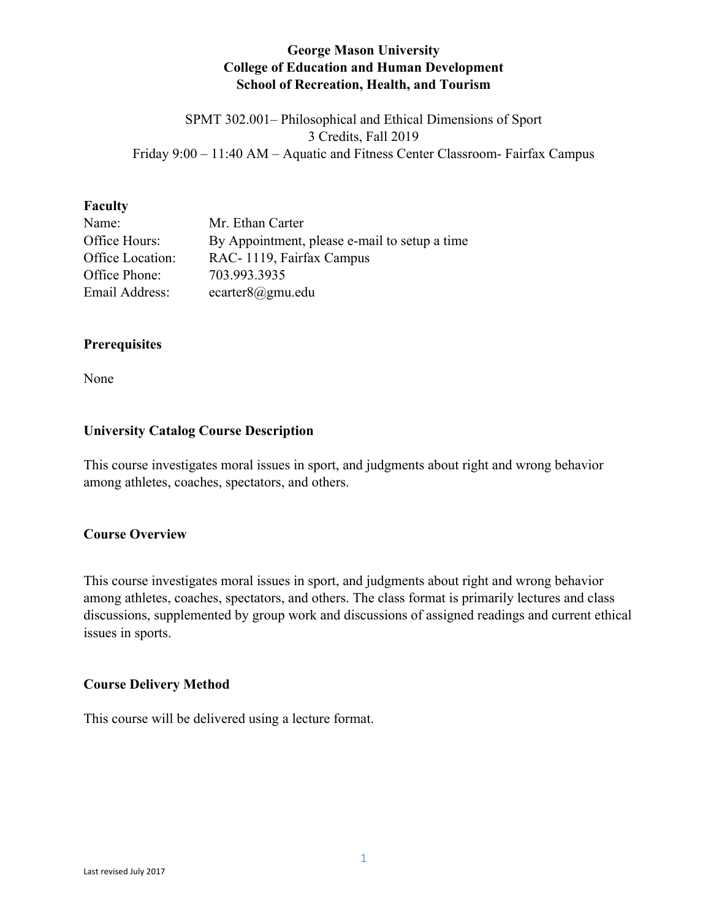**George Mason University**
**College of Education and Human Development**
**School of Recreation, Health, and Tourism**

SPMT 302.001– Philosophical and Ethical Dimensions of Sport
3 Credits, Fall 2019
Friday 9:00 – 11:40 AM – Aquatic and Fitness Center Classroom- Fairfax Campus

## Faculty

| | |
|---|---|
| Name: | Mr. Ethan Carter |
| Office Hours: | By Appointment, please e-mail to setup a time |
| Office Location: | RAC- 1119, Fairfax Campus |
| Office Phone: | 703.993.3935 |
| Email Address: | ecarter8@gmu.edu |

## Prerequisites

None

## University Catalog Course Description

This course investigates moral issues in sport, and judgments about right and wrong behavior among athletes, coaches, spectators, and others.

## Course Overview

This course investigates moral issues in sport, and judgments about right and wrong behavior among athletes, coaches, spectators, and others. The class format is primarily lectures and class discussions, supplemented by group work and discussions of assigned readings and current ethical issues in sports.

## Course Delivery Method

This course will be delivered using a lecture format.

Last revised July 2017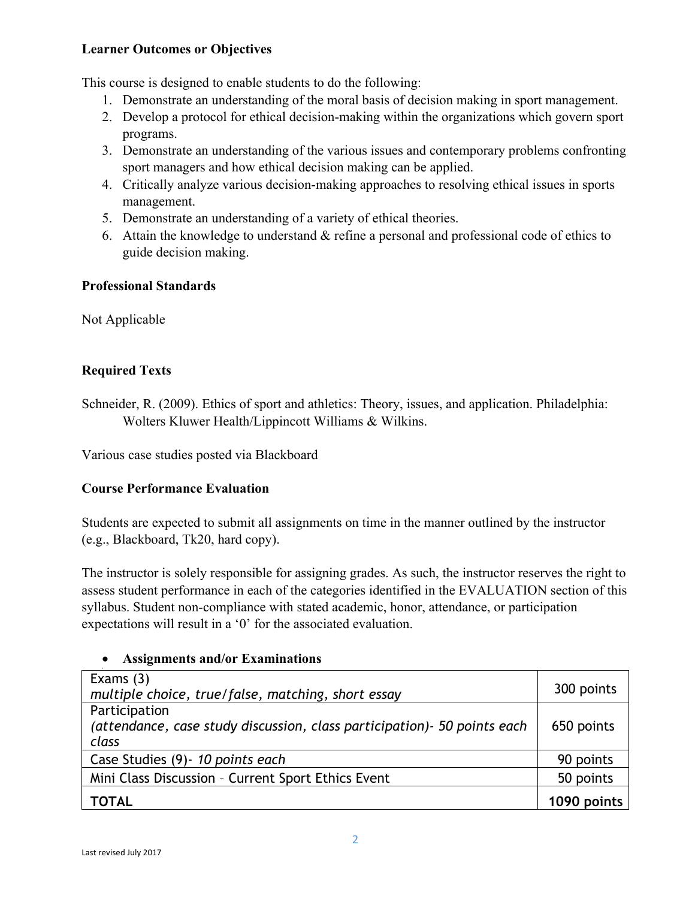**Learner Outcomes or Objectives**

This course is designed to enable students to do the following:

1. Demonstrate an understanding of the moral basis of decision making in sport management.
2. Develop a protocol for ethical decision-making within the organizations which govern sport programs.
3. Demonstrate an understanding of the various issues and contemporary problems confronting sport managers and how ethical decision making can be applied.
4. Critically analyze various decision-making approaches to resolving ethical issues in sports management.
5. Demonstrate an understanding of a variety of ethical theories.
6. Attain the knowledge to understand & refine a personal and professional code of ethics to guide decision making.

**Professional Standards**

Not Applicable

**Required Texts**

Schneider, R. (2009). Ethics of sport and athletics: Theory, issues, and application. Philadelphia: Wolters Kluwer Health/Lippincott Williams & Wilkins.

Various case studies posted via Blackboard

**Course Performance Evaluation**

Students are expected to submit all assignments on time in the manner outlined by the instructor (e.g., Blackboard, Tk20, hard copy).

The instructor is solely responsible for assigning grades. As such, the instructor reserves the right to assess student performance in each of the categories identified in the EVALUATION section of this syllabus. Student non-compliance with stated academic, honor, attendance, or participation expectations will result in a '0' for the associated evaluation.

- **Assignments and/or Examinations**

| | |
|---|---|
| Exams (3)<br>*multiple choice, true/false, matching, short essay* | 300 points |
| Participation<br>*(attendance, case study discussion, class participation)- 50 points each class* | 650 points |
| Case Studies (9)- *10 points each* | 90 points |
| Mini Class Discussion – Current Sport Ethics Event | 50 points |
| **TOTAL** | **1090 points** |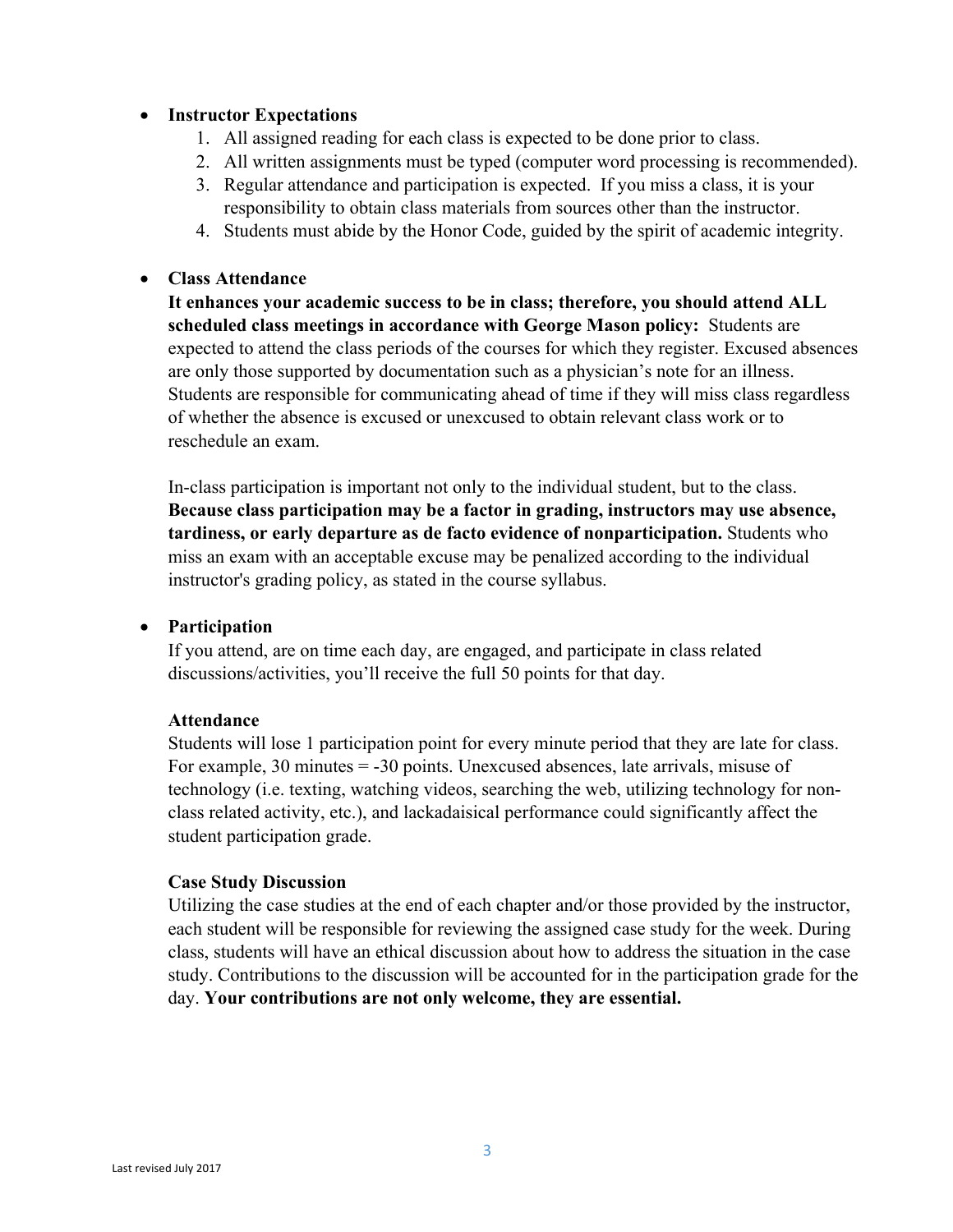- **Instructor Expectations**
  1. All assigned reading for each class is expected to be done prior to class.
  2. All written assignments must be typed (computer word processing is recommended).
  3. Regular attendance and participation is expected. If you miss a class, it is your responsibility to obtain class materials from sources other than the instructor.
  4. Students must abide by the Honor Code, guided by the spirit of academic integrity.

- **Class Attendance**
  **It enhances your academic success to be in class; therefore, you should attend ALL scheduled class meetings in accordance with George Mason policy:** Students are expected to attend the class periods of the courses for which they register. Excused absences are only those supported by documentation such as a physician's note for an illness. Students are responsible for communicating ahead of time if they will miss class regardless of whether the absence is excused or unexcused to obtain relevant class work or to reschedule an exam.

  In-class participation is important not only to the individual student, but to the class. **Because class participation may be a factor in grading, instructors may use absence, tardiness, or early departure as de facto evidence of nonparticipation.** Students who miss an exam with an acceptable excuse may be penalized according to the individual instructor's grading policy, as stated in the course syllabus.

- **Participation**
  If you attend, are on time each day, are engaged, and participate in class related discussions/activities, you'll receive the full 50 points for that day.

  **Attendance**
  Students will lose 1 participation point for every minute period that they are late for class. For example, 30 minutes = -30 points. Unexcused absences, late arrivals, misuse of technology (i.e. texting, watching videos, searching the web, utilizing technology for non-class related activity, etc.), and lackadaisical performance could significantly affect the student participation grade.

  **Case Study Discussion**
  Utilizing the case studies at the end of each chapter and/or those provided by the instructor, each student will be responsible for reviewing the assigned case study for the week. During class, students will have an ethical discussion about how to address the situation in the case study. Contributions to the discussion will be accounted for in the participation grade for the day. **Your contributions are not only welcome, they are essential.**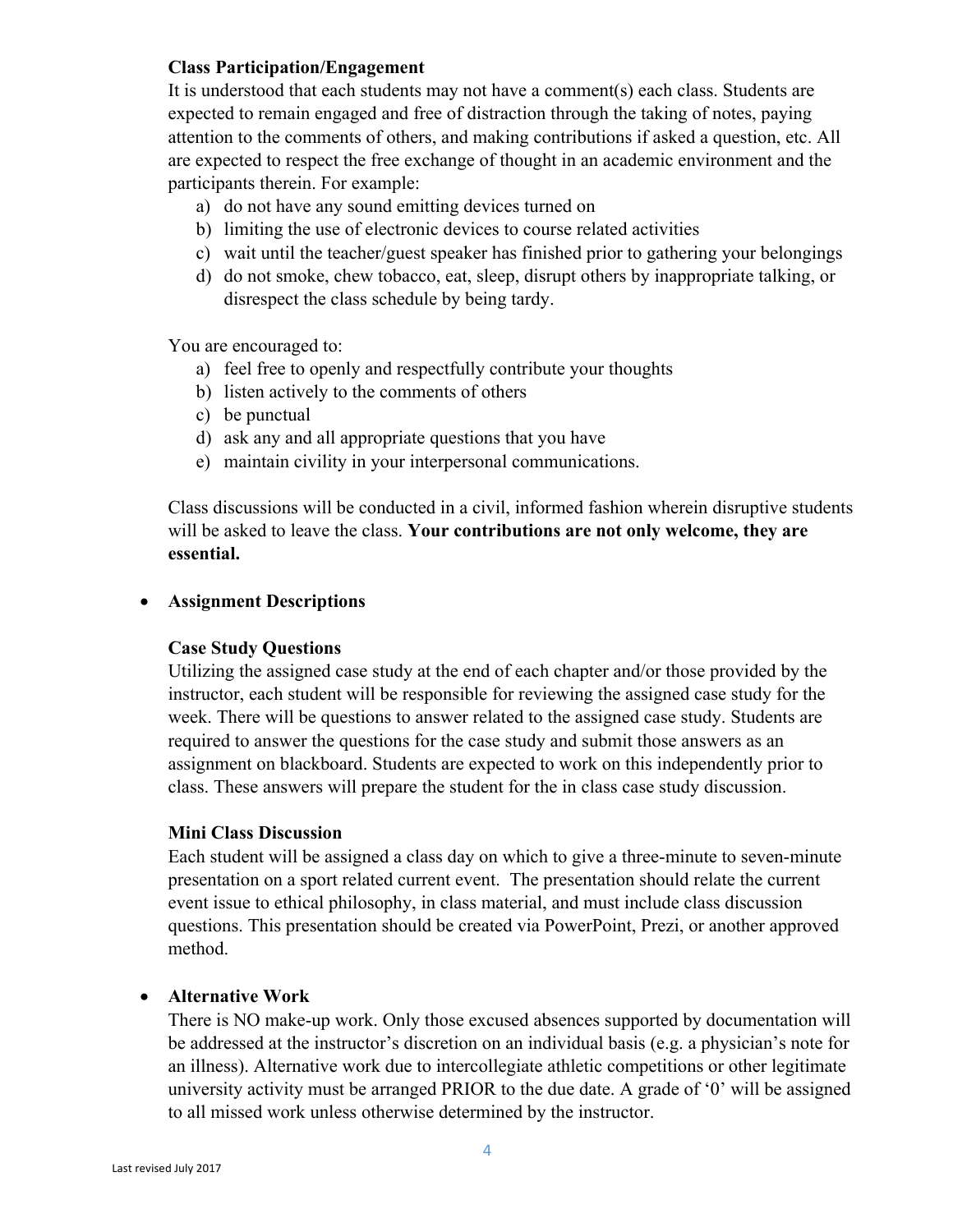**Class Participation/Engagement**

It is understood that each students may not have a comment(s) each class. Students are expected to remain engaged and free of distraction through the taking of notes, paying attention to the comments of others, and making contributions if asked a question, etc. All are expected to respect the free exchange of thought in an academic environment and the participants therein. For example:

a) do not have any sound emitting devices turned on
b) limiting the use of electronic devices to course related activities
c) wait until the teacher/guest speaker has finished prior to gathering your belongings
d) do not smoke, chew tobacco, eat, sleep, disrupt others by inappropriate talking, or disrespect the class schedule by being tardy.

You are encouraged to:

a) feel free to openly and respectfully contribute your thoughts
b) listen actively to the comments of others
c) be punctual
d) ask any and all appropriate questions that you have
e) maintain civility in your interpersonal communications.

Class discussions will be conducted in a civil, informed fashion wherein disruptive students will be asked to leave the class. **Your contributions are not only welcome, they are essential.**

- **Assignment Descriptions**

**Case Study Questions**

Utilizing the assigned case study at the end of each chapter and/or those provided by the instructor, each student will be responsible for reviewing the assigned case study for the week. There will be questions to answer related to the assigned case study. Students are required to answer the questions for the case study and submit those answers as an assignment on blackboard. Students are expected to work on this independently prior to class. These answers will prepare the student for the in class case study discussion.

**Mini Class Discussion**

Each student will be assigned a class day on which to give a three-minute to seven-minute presentation on a sport related current event. The presentation should relate the current event issue to ethical philosophy, in class material, and must include class discussion questions. This presentation should be created via PowerPoint, Prezi, or another approved method.

- **Alternative Work**

There is NO make-up work. Only those excused absences supported by documentation will be addressed at the instructor's discretion on an individual basis (e.g. a physician's note for an illness). Alternative work due to intercollegiate athletic competitions or other legitimate university activity must be arranged PRIOR to the due date. A grade of '0' will be assigned to all missed work unless otherwise determined by the instructor.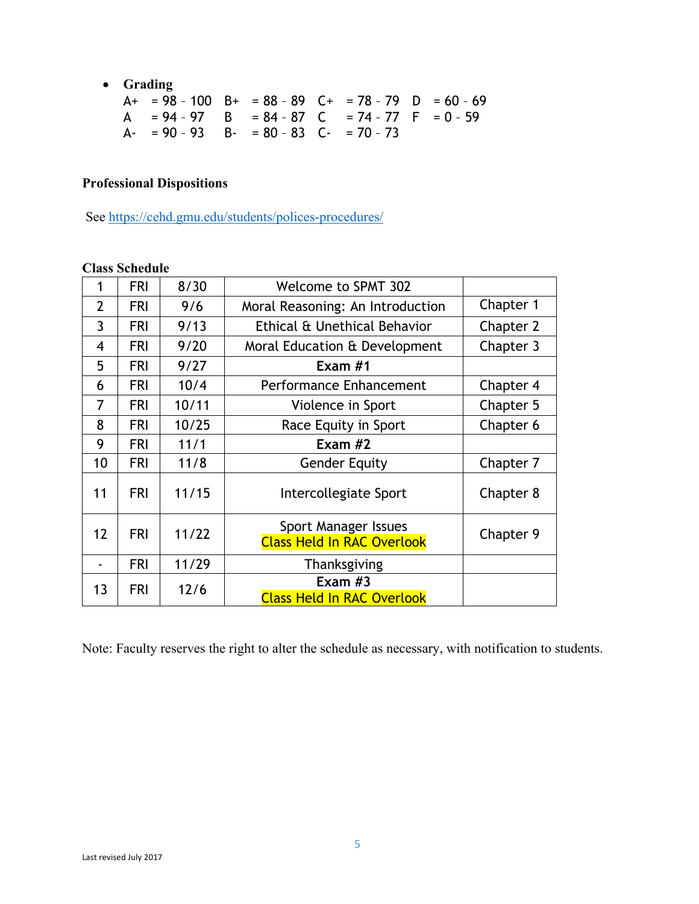- **Grading**

| | | | | | | | |
|---|---|---|---|---|---|---|---|
| A+ = 98 - 100 | B+ = 88 - 89 | C+ = 78 - 79 | D = 60 - 69 |
| A = 94 - 97 | B = 84 - 87 | C = 74 - 77 | F = 0 - 59 |
| A- = 90 - 93 | B- = 80 - 83 | C- = 70 - 73 | |

**Professional Dispositions**

See https://cehd.gmu.edu/students/polices-procedures/

**Class Schedule**

| | | | | |
|---|---|---|---|---|
| 1 | FRI | 8/30 | Welcome to SPMT 302 | |
| 2 | FRI | 9/6 | Moral Reasoning: An Introduction | Chapter 1 |
| 3 | FRI | 9/13 | Ethical & Unethical Behavior | Chapter 2 |
| 4 | FRI | 9/20 | Moral Education & Development | Chapter 3 |
| 5 | FRI | 9/27 | **Exam #1** | |
| 6 | FRI | 10/4 | Performance Enhancement | Chapter 4 |
| 7 | FRI | 10/11 | Violence in Sport | Chapter 5 |
| 8 | FRI | 10/25 | Race Equity in Sport | Chapter 6 |
| 9 | FRI | 11/1 | **Exam #2** | |
| 10 | FRI | 11/8 | Gender Equity | Chapter 7 |
| 11 | FRI | 11/15 | Intercollegiate Sport | Chapter 8 |
| 12 | FRI | 11/22 | Sport Manager Issues<br>Class Held In RAC Overlook | Chapter 9 |
| - | FRI | 11/29 | Thanksgiving | |
| 13 | FRI | 12/6 | **Exam #3**<br>Class Held In RAC Overlook | |

Note: Faculty reserves the right to alter the schedule as necessary, with notification to students.

Last revised July 2017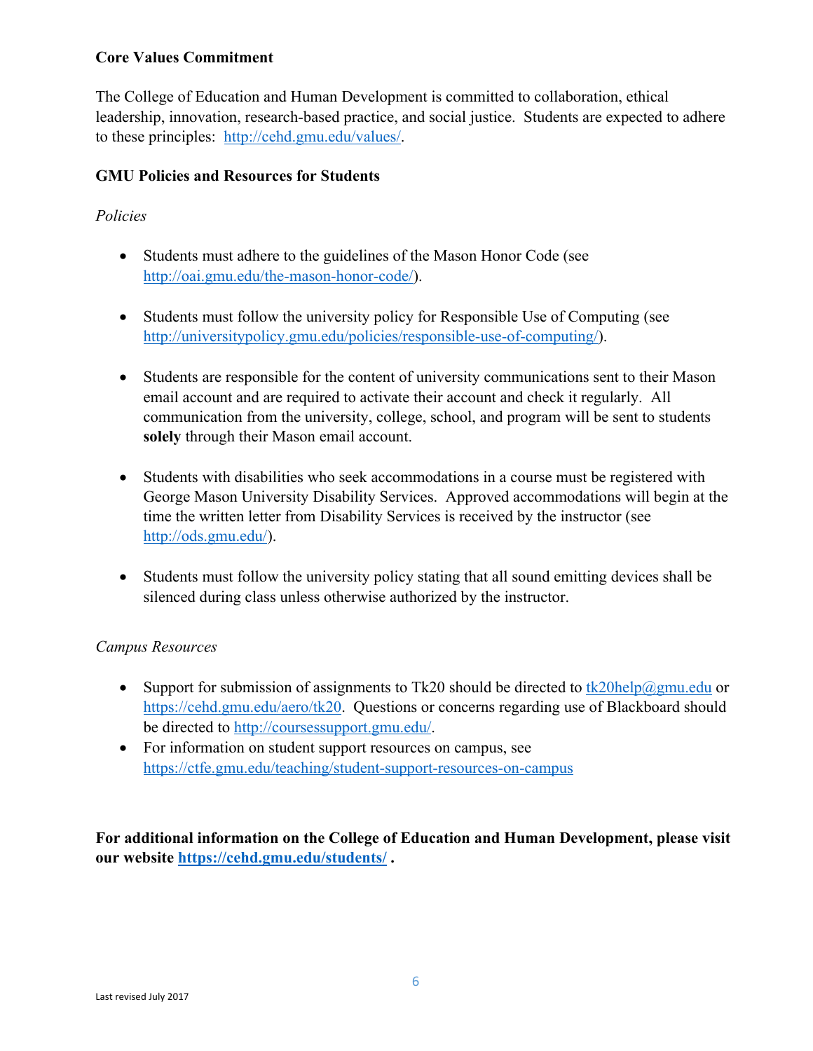**Core Values Commitment**

The College of Education and Human Development is committed to collaboration, ethical leadership, innovation, research-based practice, and social justice. Students are expected to adhere to these principles: http://cehd.gmu.edu/values/.

**GMU Policies and Resources for Students**

*Policies*

- Students must adhere to the guidelines of the Mason Honor Code (see http://oai.gmu.edu/the-mason-honor-code/).

- Students must follow the university policy for Responsible Use of Computing (see http://universitypolicy.gmu.edu/policies/responsible-use-of-computing/).

- Students are responsible for the content of university communications sent to their Mason email account and are required to activate their account and check it regularly. All communication from the university, college, school, and program will be sent to students **solely** through their Mason email account.

- Students with disabilities who seek accommodations in a course must be registered with George Mason University Disability Services. Approved accommodations will begin at the time the written letter from Disability Services is received by the instructor (see http://ods.gmu.edu/).

- Students must follow the university policy stating that all sound emitting devices shall be silenced during class unless otherwise authorized by the instructor.

*Campus Resources*

- Support for submission of assignments to Tk20 should be directed to tk20help@gmu.edu or https://cehd.gmu.edu/aero/tk20. Questions or concerns regarding use of Blackboard should be directed to http://coursessupport.gmu.edu/.
- For information on student support resources on campus, see https://ctfe.gmu.edu/teaching/student-support-resources-on-campus

**For additional information on the College of Education and Human Development, please visit our website https://cehd.gmu.edu/students/ .**

Last revised July 2017